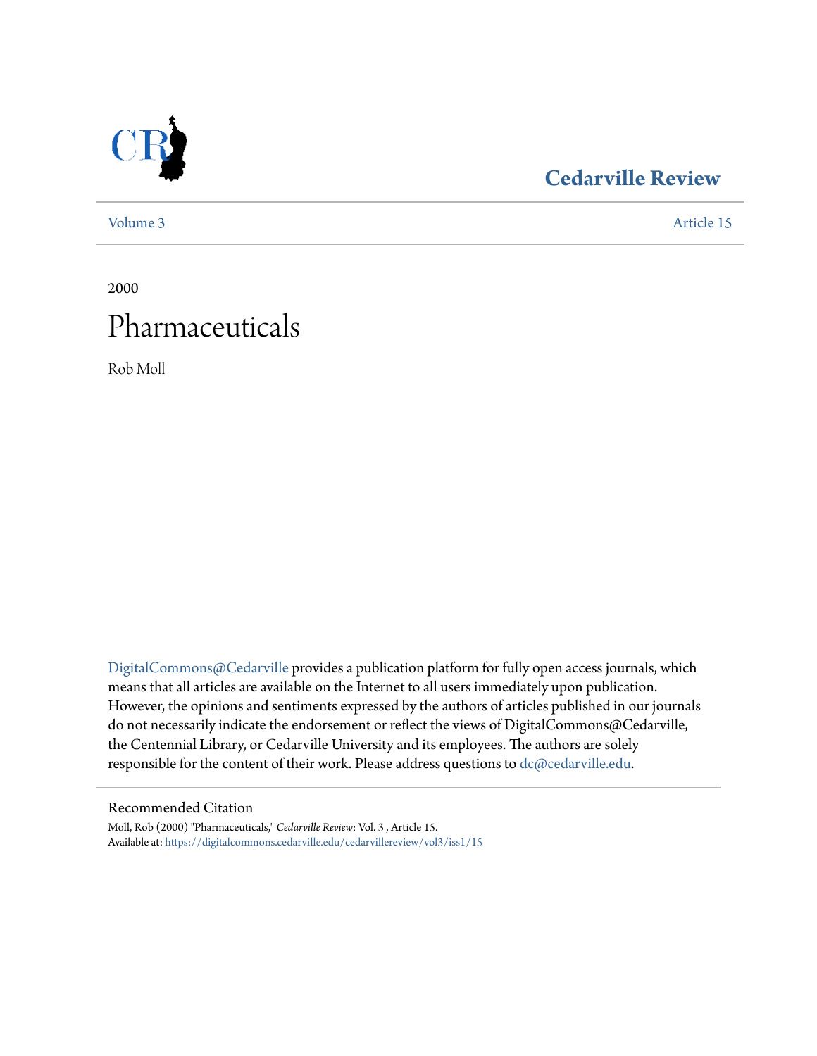Cedarville Review

Volume 3 | Article 15

2000

# Pharmaceuticals

Rob Moll

DigitalCommons@Cedarville provides a publication platform for fully open access journals, which means that all articles are available on the Internet to all users immediately upon publication. However, the opinions and sentiments expressed by the authors of articles published in our journals do not necessarily indicate the endorsement or reflect the views of DigitalCommons@Cedarville, the Centennial Library, or Cedarville University and its employees. The authors are solely responsible for the content of their work. Please address questions to dc@cedarville.edu.

## Recommended Citation

Moll, Rob (2000) "Pharmaceuticals," *Cedarville Review*: Vol. 3 , Article 15.
Available at: https://digitalcommons.cedarville.edu/cedarvillereview/vol3/iss1/15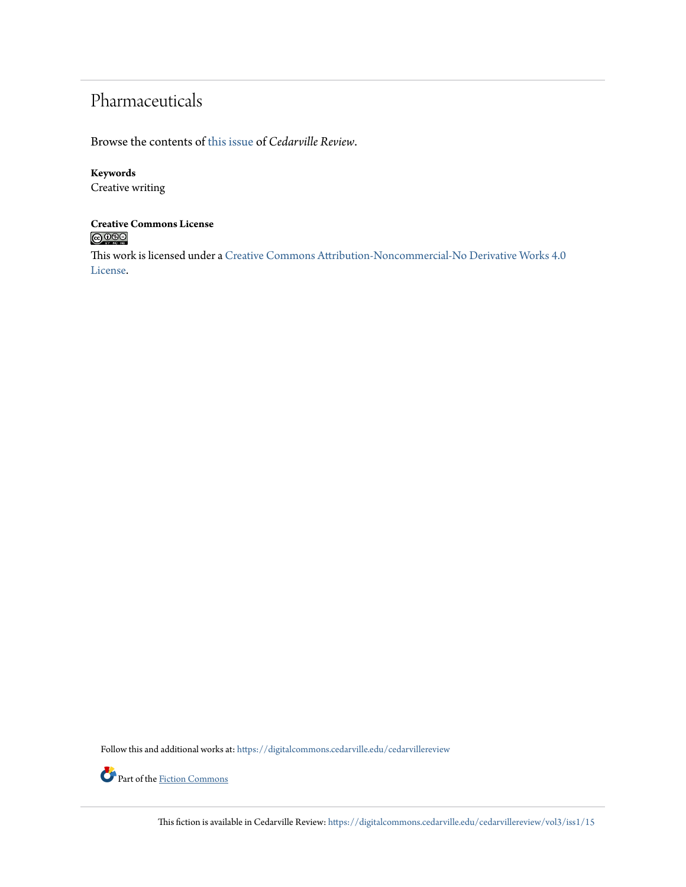# Pharmaceuticals

Browse the contents of this issue of *Cedarville Review*.

**Keywords**
Creative writing

**Creative Commons License**

This work is licensed under a Creative Commons Attribution-Noncommercial-No Derivative Works 4.0 License.

Follow this and additional works at: https://digitalcommons.cedarville.edu/cedarvillereview

Part of the Fiction Commons

This fiction is available in Cedarville Review: https://digitalcommons.cedarville.edu/cedarvillereview/vol3/iss1/15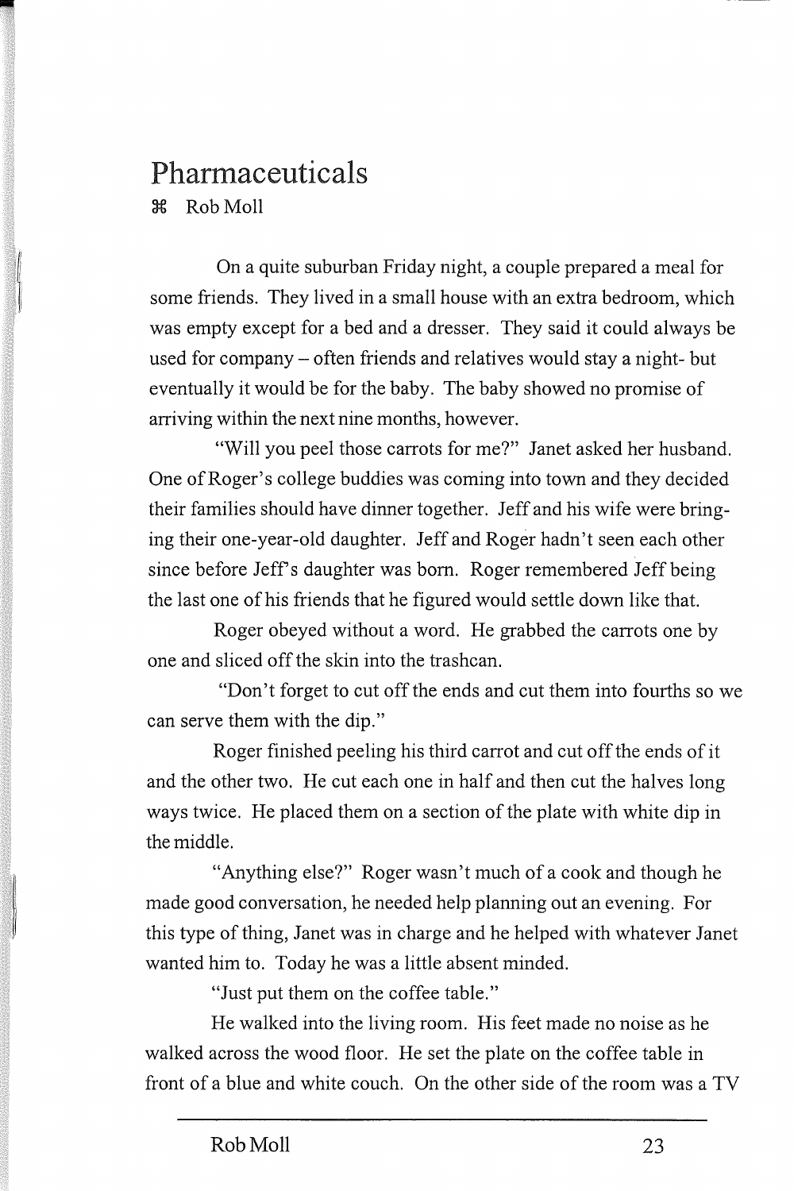# Pharmaceuticals

⌘ Rob Moll

On a quite suburban Friday night, a couple prepared a meal for some friends. They lived in a small house with an extra bedroom, which was empty except for a bed and a dresser. They said it could always be used for company – often friends and relatives would stay a night- but eventually it would be for the baby. The baby showed no promise of arriving within the next nine months, however.

"Will you peel those carrots for me?" Janet asked her husband. One of Roger's college buddies was coming into town and they decided their families should have dinner together. Jeff and his wife were bringing their one-year-old daughter. Jeff and Roger hadn't seen each other since before Jeff's daughter was born. Roger remembered Jeff being the last one of his friends that he figured would settle down like that.

Roger obeyed without a word. He grabbed the carrots one by one and sliced off the skin into the trashcan.

"Don't forget to cut off the ends and cut them into fourths so we can serve them with the dip."

Roger finished peeling his third carrot and cut off the ends of it and the other two. He cut each one in half and then cut the halves long ways twice. He placed them on a section of the plate with white dip in the middle.

"Anything else?" Roger wasn't much of a cook and though he made good conversation, he needed help planning out an evening. For this type of thing, Janet was in charge and he helped with whatever Janet wanted him to. Today he was a little absent minded.

"Just put them on the coffee table."

He walked into the living room. His feet made no noise as he walked across the wood floor. He set the plate on the coffee table in front of a blue and white couch. On the other side of the room was a TV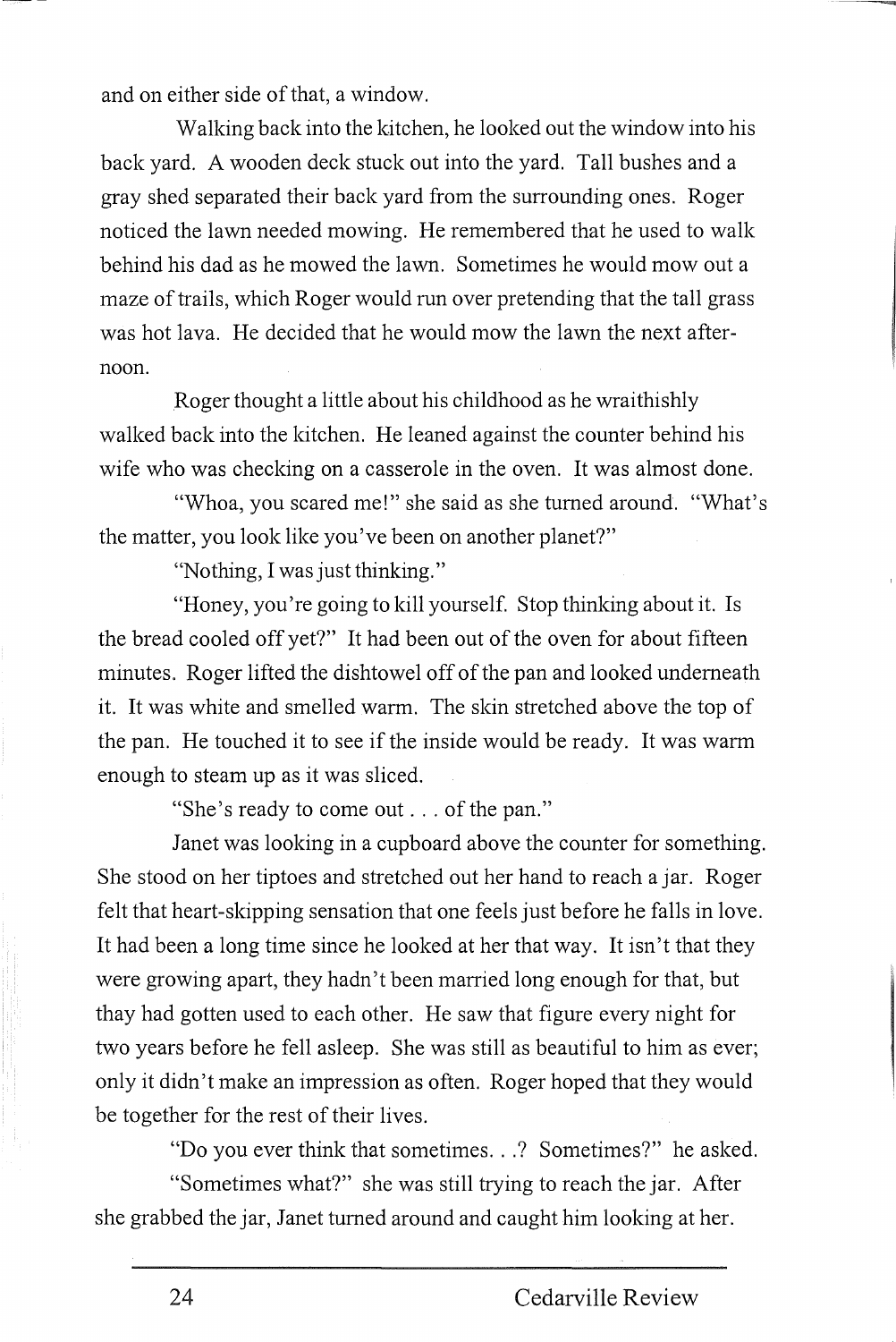and on either side of that, a window.

Walking back into the kitchen, he looked out the window into his back yard. A wooden deck stuck out into the yard. Tall bushes and a gray shed separated their back yard from the surrounding ones. Roger noticed the lawn needed mowing. He remembered that he used to walk behind his dad as he mowed the lawn. Sometimes he would mow out a maze of trails, which Roger would run over pretending that the tall grass was hot lava. He decided that he would mow the lawn the next afternoon.

Roger thought a little about his childhood as he wraithishly walked back into the kitchen. He leaned against the counter behind his wife who was checking on a casserole in the oven. It was almost done.

"Whoa, you scared me!" she said as she turned around. "What's the matter, you look like you've been on another planet?"

"Nothing, I was just thinking."

"Honey, you're going to kill yourself. Stop thinking about it. Is the bread cooled off yet?" It had been out of the oven for about fifteen minutes. Roger lifted the dishtowel off of the pan and looked underneath it. It was white and smelled warm. The skin stretched above the top of the pan. He touched it to see if the inside would be ready. It was warm enough to steam up as it was sliced.

"She's ready to come out . . . of the pan."

Janet was looking in a cupboard above the counter for something. She stood on her tiptoes and stretched out her hand to reach a jar. Roger felt that heart-skipping sensation that one feels just before he falls in love. It had been a long time since he looked at her that way. It isn't that they were growing apart, they hadn't been married long enough for that, but thay had gotten used to each other. He saw that figure every night for two years before he fell asleep. She was still as beautiful to him as ever; only it didn't make an impression as often. Roger hoped that they would be together for the rest of their lives.

"Do you ever think that sometimes. . .? Sometimes?" he asked.

"Sometimes what?" she was still trying to reach the jar. After she grabbed the jar, Janet turned around and caught him looking at her.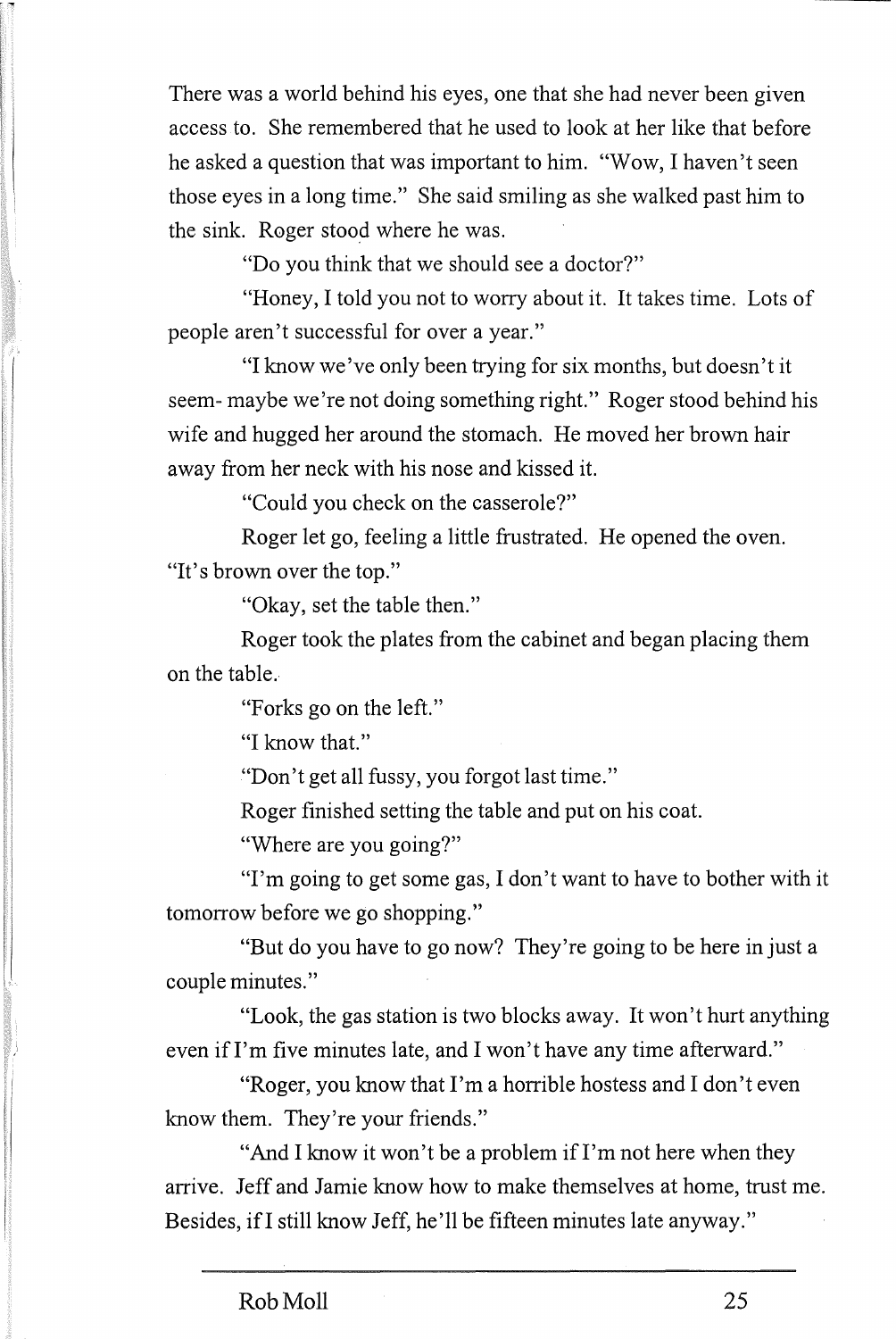There was a world behind his eyes, one that she had never been given access to. She remembered that he used to look at her like that before he asked a question that was important to him. "Wow, I haven't seen those eyes in a long time." She said smiling as she walked past him to the sink. Roger stood where he was.

"Do you think that we should see a doctor?"

"Honey, I told you not to worry about it. It takes time. Lots of people aren't successful for over a year."

"I know we've only been trying for six months, but doesn't it seem- maybe we're not doing something right." Roger stood behind his wife and hugged her around the stomach. He moved her brown hair away from her neck with his nose and kissed it.

"Could you check on the casserole?"

Roger let go, feeling a little frustrated. He opened the oven. "It's brown over the top."

"Okay, set the table then."

Roger took the plates from the cabinet and began placing them on the table.

"Forks go on the left."

"I know that."

"Don't get all fussy, you forgot last time."

Roger finished setting the table and put on his coat.

"Where are you going?"

"I'm going to get some gas, I don't want to have to bother with it tomorrow before we go shopping."

"But do you have to go now? They're going to be here in just a couple minutes."

"Look, the gas station is two blocks away. It won't hurt anything even if I'm five minutes late, and I won't have any time afterward."

"Roger, you know that I'm a horrible hostess and I don't even know them. They're your friends."

"And I know it won't be a problem if I'm not here when they arrive. Jeff and Jamie know how to make themselves at home, trust me. Besides, if I still know Jeff, he'll be fifteen minutes late anyway."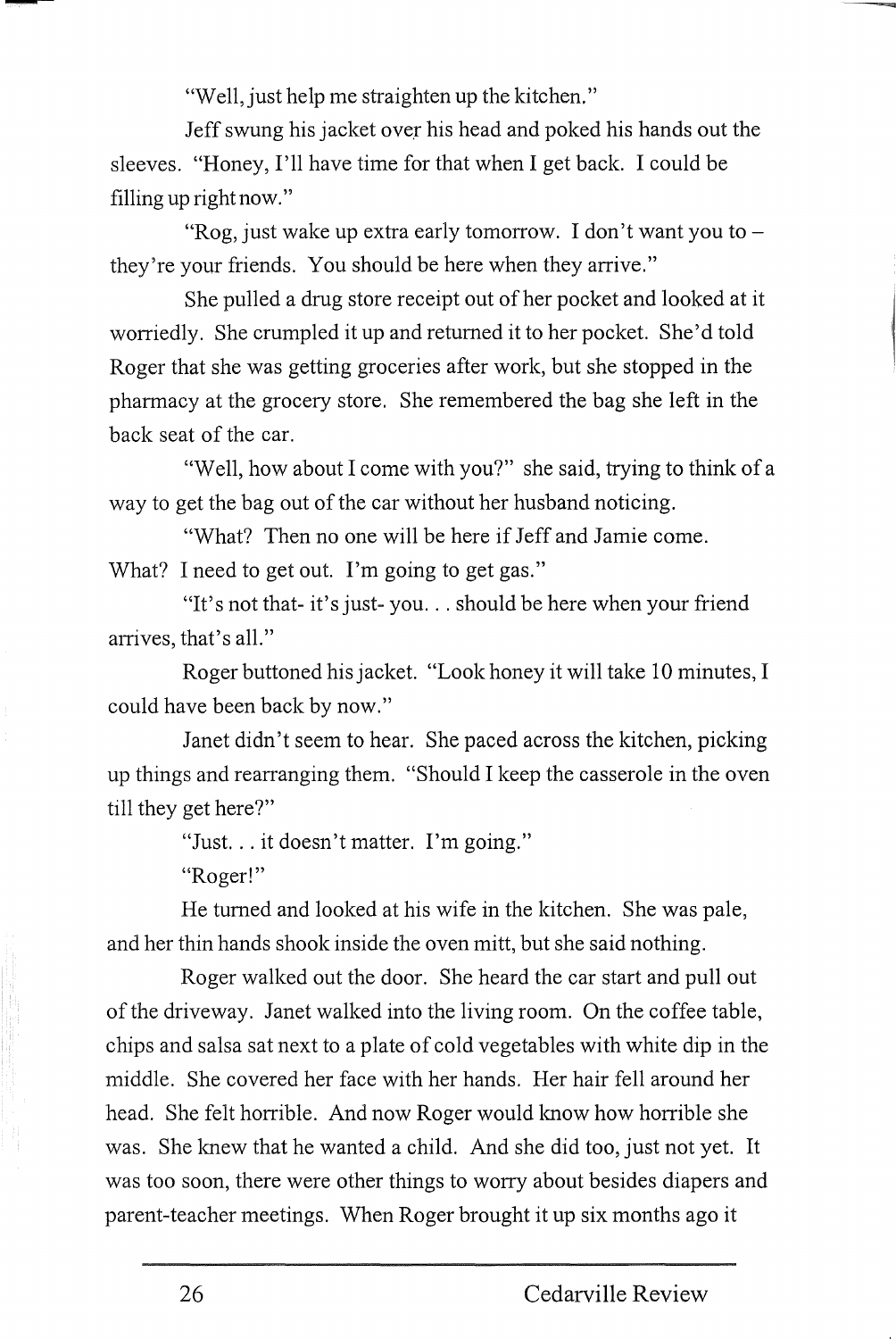"Well, just help me straighten up the kitchen."

Jeff swung his jacket over his head and poked his hands out the sleeves. "Honey, I'll have time for that when I get back. I could be filling up right now."

"Rog, just wake up extra early tomorrow. I don't want you – they're your friends. You should be here when they arrive."

She pulled a drug store receipt out of her pocket and looked at it worriedly. She crumpled it up and returned it to her pocket. She'd told Roger that she was getting groceries after work, but she stopped in the pharmacy at the grocery store. She remembered the bag she left in the back seat of the car.

"Well, how about I come with you?" she said, trying to think of a way to get the bag out of the car without her husband noticing.

"What? Then no one will be here if Jeff and Jamie come. What? I need to get out. I'm going to get gas."

"It's not that- it's just- you. . . should be here when your friend arrives, that's all."

Roger buttoned his jacket. "Look honey it will take 10 minutes, I could have been back by now."

Janet didn't seem to hear. She paced across the kitchen, picking up things and rearranging them. "Should I keep the casserole in the oven till they get here?"

"Just. . . it doesn't matter. I'm going."

"Roger!"

He turned and looked at his wife in the kitchen. She was pale, and her thin hands shook inside the oven mitt, but she said nothing.

Roger walked out the door. She heard the car start and pull out of the driveway. Janet walked into the living room. On the coffee table, chips and salsa sat next to a plate of cold vegetables with white dip in the middle. She covered her face with her hands. Her hair fell around her head. She felt horrible. And now Roger would know how horrible she was. She knew that he wanted a child. And she did too, just not yet. It was too soon, there were other things to worry about besides diapers and parent-teacher meetings. When Roger brought it up six months ago it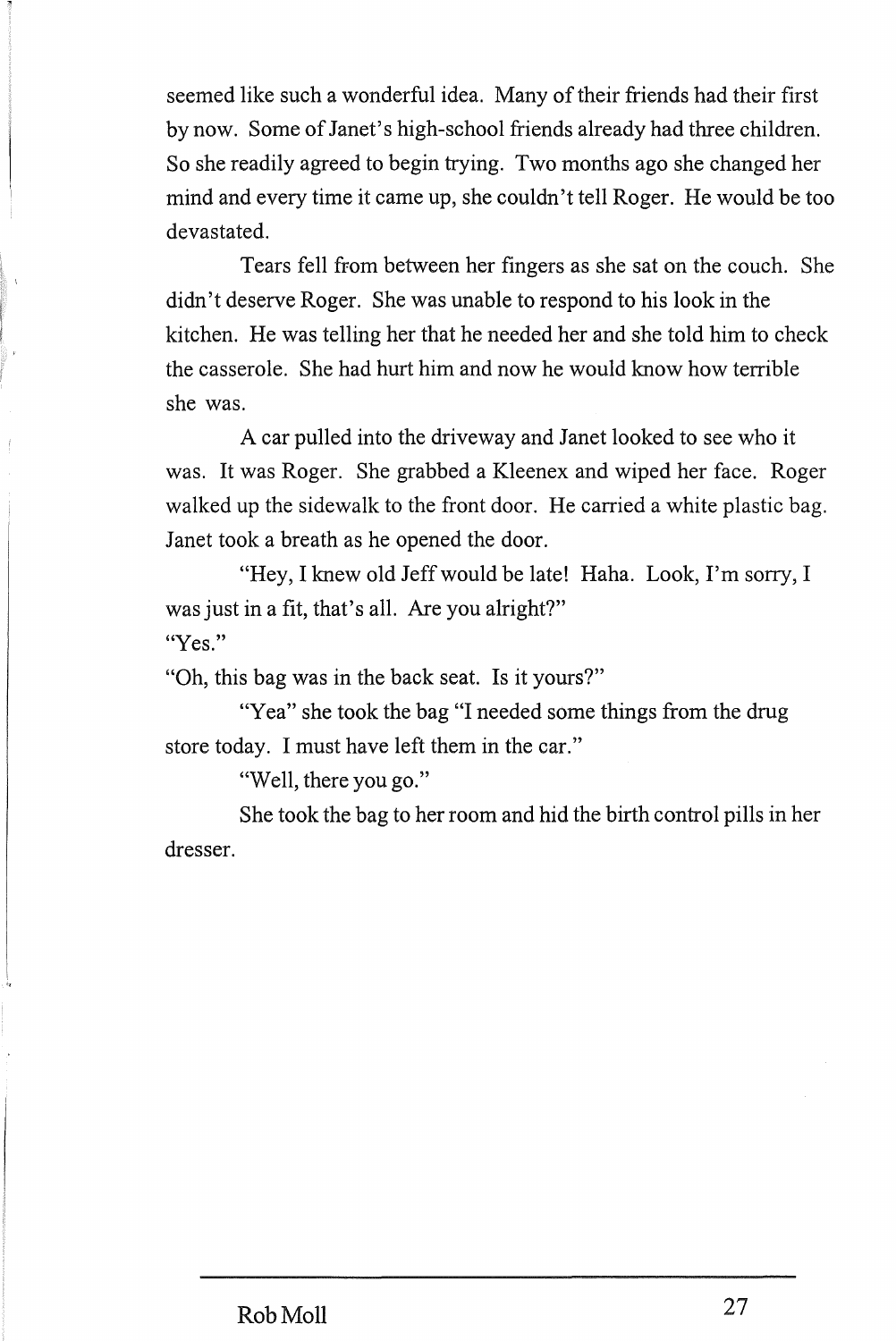seemed like such a wonderful idea. Many of their friends had their first by now. Some of Janet's high-school friends already had three children. So she readily agreed to begin trying. Two months ago she changed her mind and every time it came up, she couldn't tell Roger. He would be too devastated.

Tears fell from between her fingers as she sat on the couch. She didn't deserve Roger. She was unable to respond to his look in the kitchen. He was telling her that he needed her and she told him to check the casserole. She had hurt him and now he would know how terrible she was.

A car pulled into the driveway and Janet looked to see who it was. It was Roger. She grabbed a Kleenex and wiped her face. Roger walked up the sidewalk to the front door. He carried a white plastic bag. Janet took a breath as he opened the door.

"Hey, I knew old Jeff would be late! Haha. Look, I'm sorry, I was just in a fit, that's all. Are you alright?"

"Yes."

"Oh, this bag was in the back seat. Is it yours?"

"Yea" she took the bag "I needed some things from the drug store today. I must have left them in the car."

"Well, there you go."

She took the bag to her room and hid the birth control pills in her dresser.